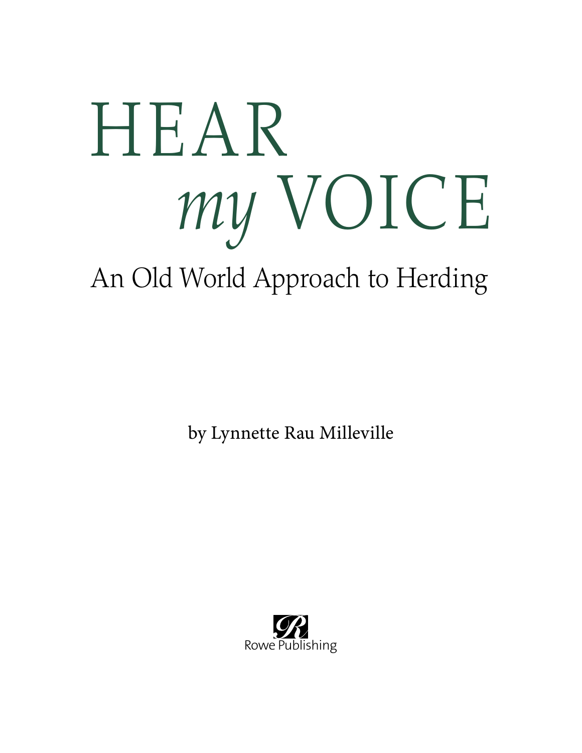# HEAR *my* VOICE

## An Old World Approach to Herding

by Lynnette Rau Milleville

Rowe Publishing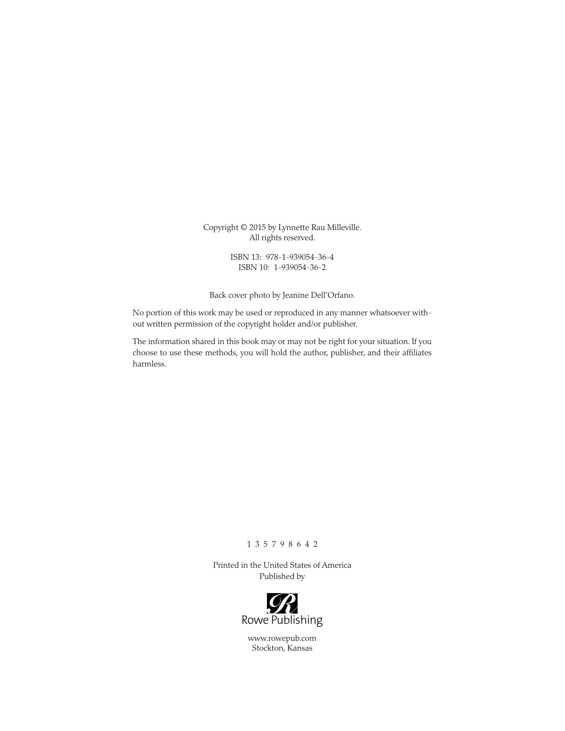Copyright © 2015 by Lynnette Rau Milleville.
All rights reserved.

ISBN 13: 978-1-939054-36-4
ISBN 10: 1-939054-36-2

Back cover photo by Jeanine Dell'Orfano.

No portion of this work may be used or reproduced in any manner whatsoever without written permission of the copyright holder and/or publisher.

The information shared in this book may or may not be right for your situation. If you choose to use these methods, you will hold the author, publisher, and their affiliates harmless.

1 3 5 7 9 8 6 4 2

Printed in the United States of America
Published by

Rowe Publishing

www.rowepub.com
Stockton, Kansas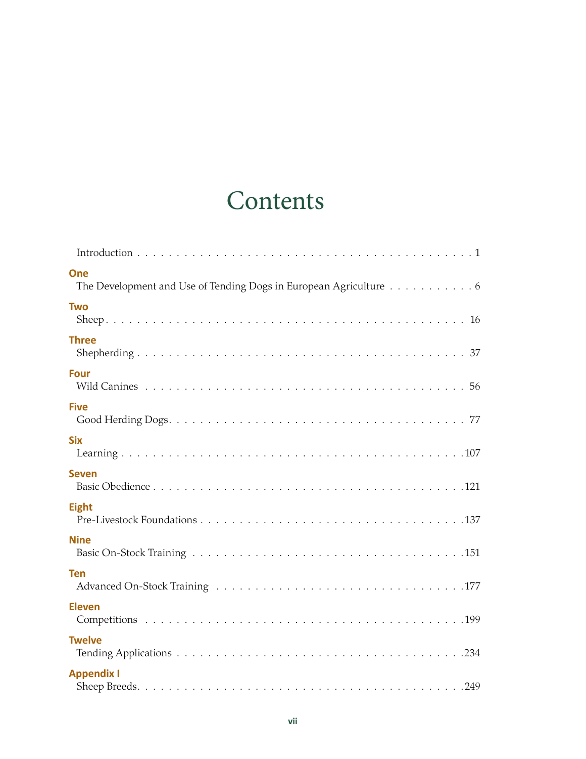# Contents

Introduction . . . . . . . . . . 1

**One**
The Development and Use of Tending Dogs in European Agriculture . . . . . . . . . . 6

**Two**
Sheep . . . . . . . . . . 16

**Three**
Shepherding . . . . . . . . . . 37

**Four**
Wild Canines . . . . . . . . . . 56

**Five**
Good Herding Dogs . . . . . . . . . . 77

**Six**
Learning . . . . . . . . . . 107

**Seven**
Basic Obedience . . . . . . . . . . 121

**Eight**
Pre-Livestock Foundations . . . . . . . . . . 137

**Nine**
Basic On-Stock Training . . . . . . . . . . 151

**Ten**
Advanced On-Stock Training . . . . . . . . . . 177

**Eleven**
Competitions . . . . . . . . . . 199

**Twelve**
Tending Applications . . . . . . . . . . 234

**Appendix I**
Sheep Breeds . . . . . . . . . . 249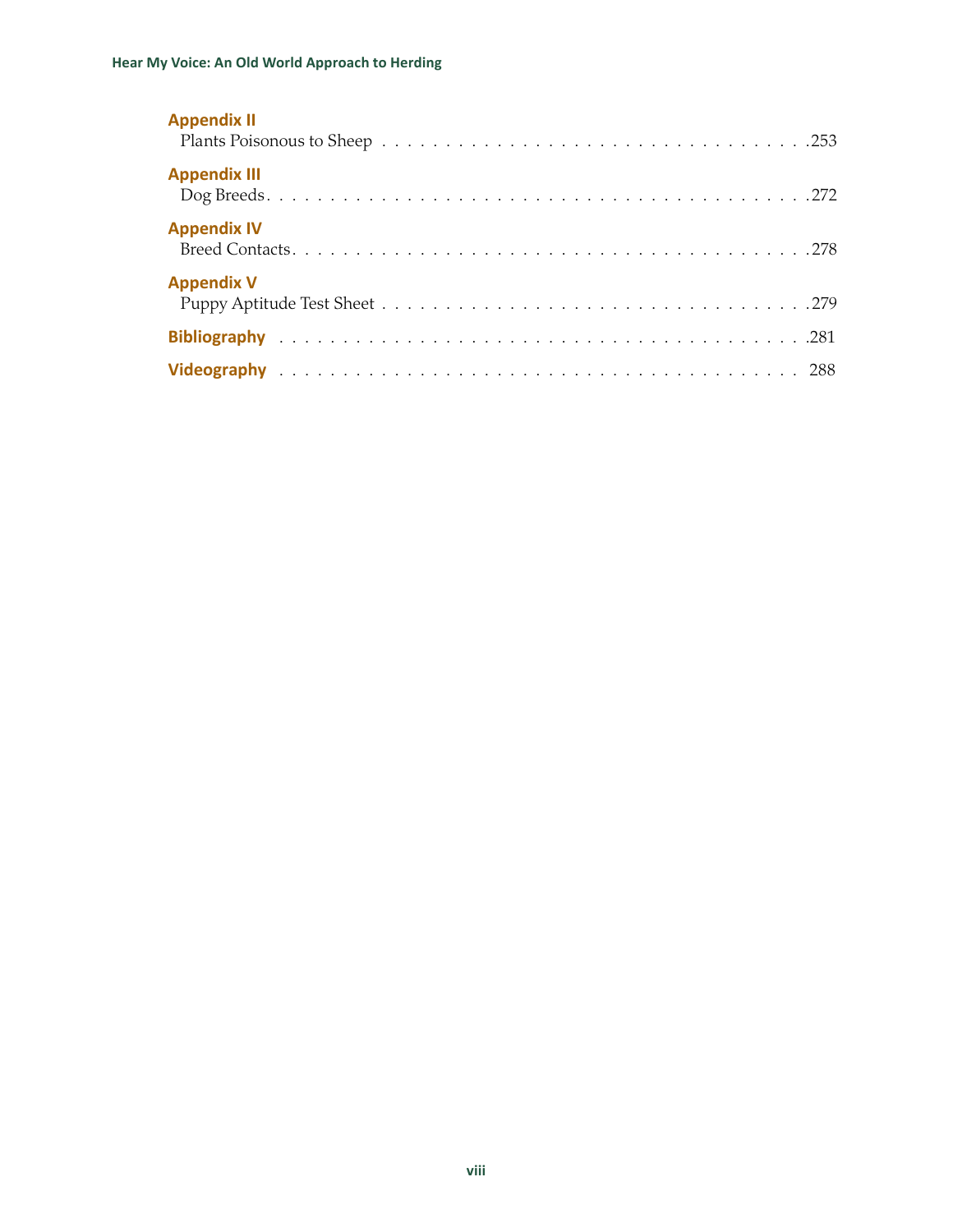**Appendix II**
Plants Poisonous to Sheep . . . . . . . . . . . . . . . . . . . . . . . . . . . . . . . . . . . . .253

**Appendix III**
Dog Breeds . . . . . . . . . . . . . . . . . . . . . . . . . . . . . . . . . . . . . . . . . . . .272

**Appendix IV**
Breed Contacts . . . . . . . . . . . . . . . . . . . . . . . . . . . . . . . . . . . . . . . . . .278

**Appendix V**
Puppy Aptitude Test Sheet . . . . . . . . . . . . . . . . . . . . . . . . . . . . . . . . . . . .279

**Bibliography** . . . . . . . . . . . . . . . . . . . . . . . . . . . . . . . . . . . . . . . . . .281

**Videography** . . . . . . . . . . . . . . . . . . . . . . . . . . . . . . . . . . . . . . . . . . 288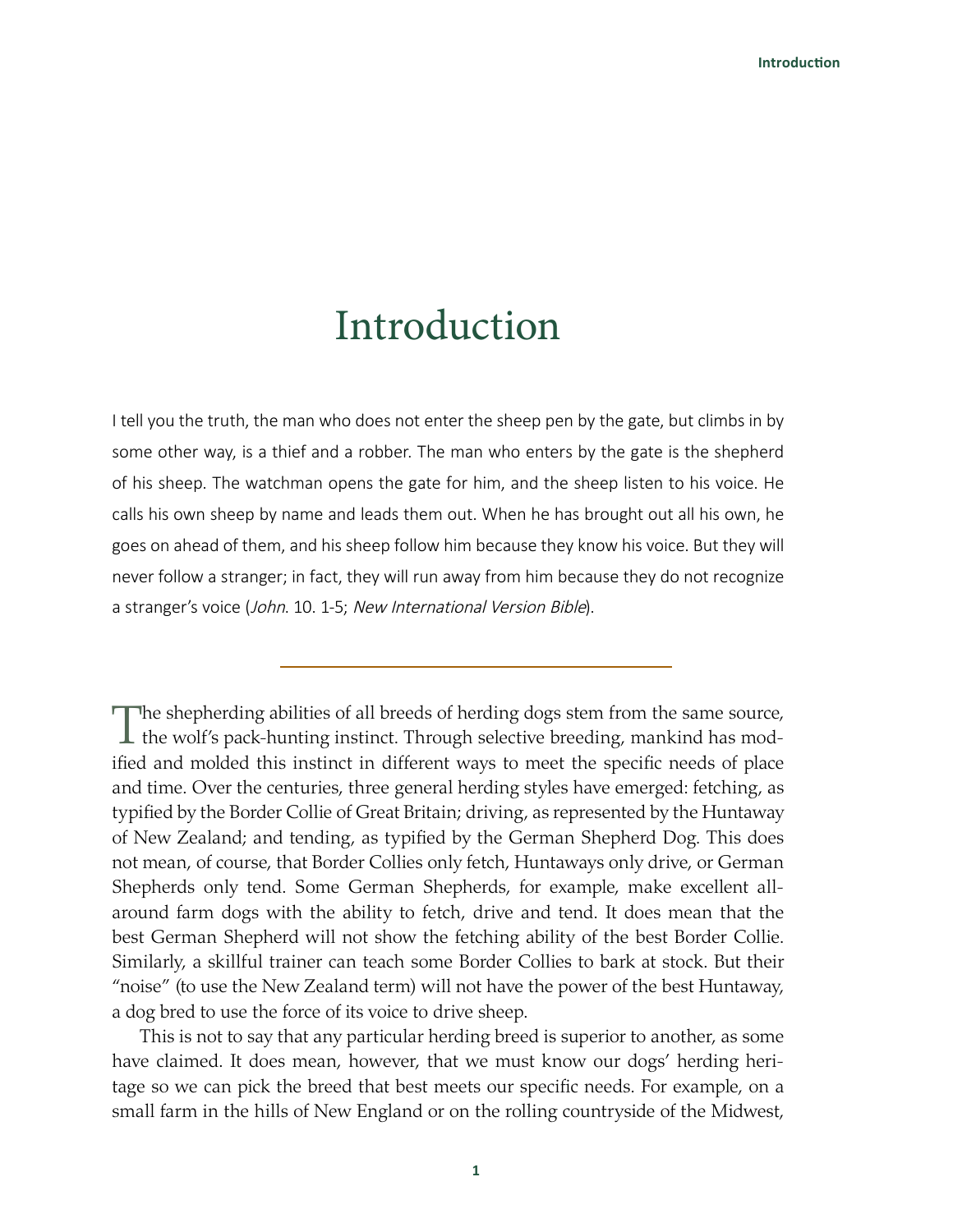# Introduction

I tell you the truth, the man who does not enter the sheep pen by the gate, but climbs in by some other way, is a thief and a robber. The man who enters by the gate is the shepherd of his sheep. The watchman opens the gate for him, and the sheep listen to his voice. He calls his own sheep by name and leads them out. When he has brought out all his own, he goes on ahead of them, and his sheep follow him because they know his voice. But they will never follow a stranger; in fact, they will run away from him because they do not recognize a stranger's voice (*John*. 10. 1-5; *New International Version Bible*).

---

The shepherding abilities of all breeds of herding dogs stem from the same source, the wolf's pack-hunting instinct. Through selective breeding, mankind has modified and molded this instinct in different ways to meet the specific needs of place and time. Over the centuries, three general herding styles have emerged: fetching, as typified by the Border Collie of Great Britain; driving, as represented by the Huntaway of New Zealand; and tending, as typified by the German Shepherd Dog. This does not mean, of course, that Border Collies only fetch, Huntaways only drive, or German Shepherds only tend. Some German Shepherds, for example, make excellent all-around farm dogs with the ability to fetch, drive and tend. It does mean that the best German Shepherd will not show the fetching ability of the best Border Collie. Similarly, a skillful trainer can teach some Border Collies to bark at stock. But their "noise" (to use the New Zealand term) will not have the power of the best Huntaway, a dog bred to use the force of its voice to drive sheep.

This is not to say that any particular herding breed is superior to another, as some have claimed. It does mean, however, that we must know our dogs' herding heritage so we can pick the breed that best meets our specific needs. For example, on a small farm in the hills of New England or on the rolling countryside of the Midwest,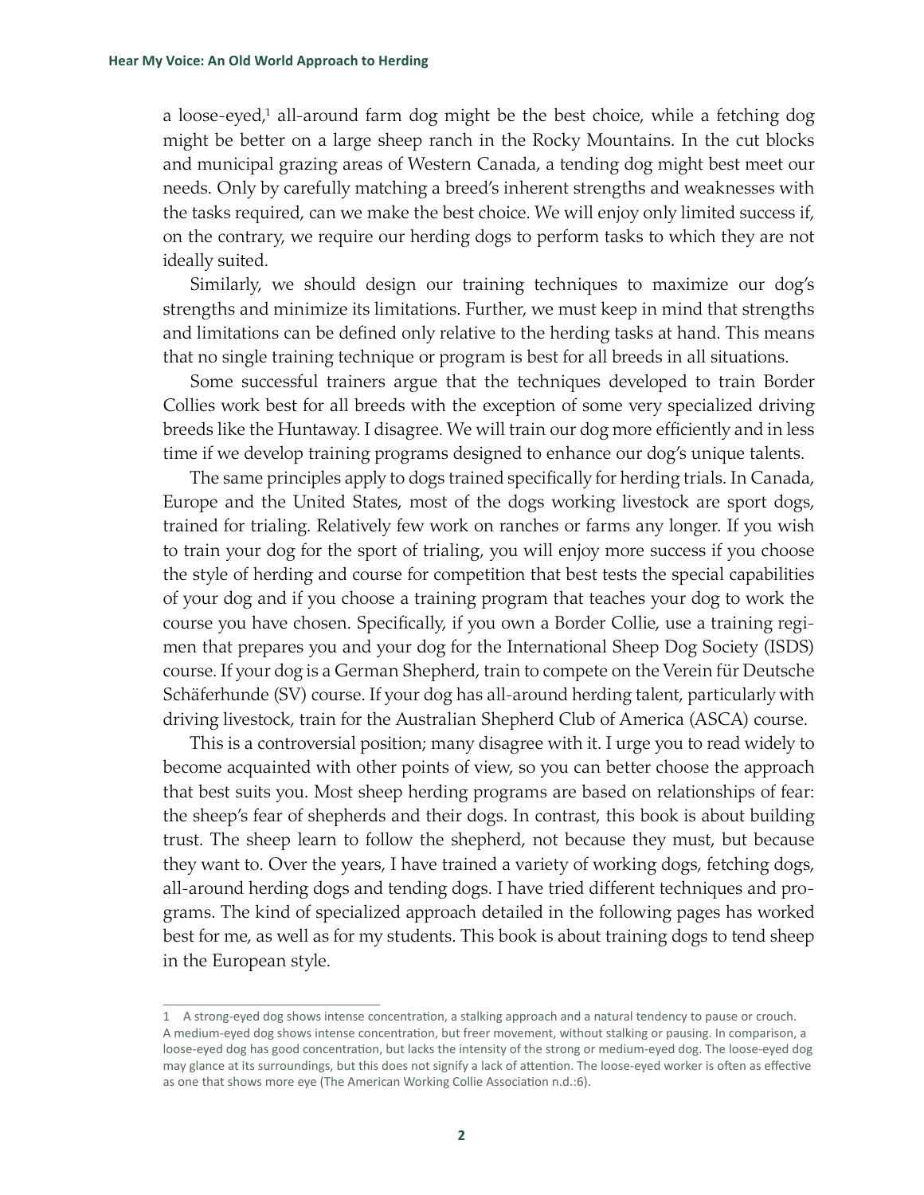a loose-eyed,[1] all-around farm dog might be the best choice, while a fetching dog might be better on a large sheep ranch in the Rocky Mountains. In the cut blocks and municipal grazing areas of Western Canada, a tending dog might best meet our needs. Only by carefully matching a breed's inherent strengths and weaknesses with the tasks required, can we make the best choice. We will enjoy only limited success if, on the contrary, we require our herding dogs to perform tasks to which they are not ideally suited.

Similarly, we should design our training techniques to maximize our dog's strengths and minimize its limitations. Further, we must keep in mind that strengths and limitations can be defined only relative to the herding tasks at hand. This means that no single training technique or program is best for all breeds in all situations.

Some successful trainers argue that the techniques developed to train Border Collies work best for all breeds with the exception of some very specialized driving breeds like the Huntaway. I disagree. We will train our dog more efficiently and in less time if we develop training programs designed to enhance our dog's unique talents.

The same principles apply to dogs trained specifically for herding trials. In Canada, Europe and the United States, most of the dogs working livestock are sport dogs, trained for trialing. Relatively few work on ranches or farms any longer. If you wish to train your dog for the sport of trialing, you will enjoy more success if you choose the style of herding and course for competition that best tests the special capabilities of your dog and if you choose a training program that teaches your dog to work the course you have chosen. Specifically, if you own a Border Collie, use a training regimen that prepares you and your dog for the International Sheep Dog Society (ISDS) course. If your dog is a German Shepherd, train to compete on the Verein für Deutsche Schäferhunde (SV) course. If your dog has all-around herding talent, particularly with driving livestock, train for the Australian Shepherd Club of America (ASCA) course.

This is a controversial position; many disagree with it. I urge you to read widely to become acquainted with other points of view, so you can better choose the approach that best suits you. Most sheep herding programs are based on relationships of fear: the sheep's fear of shepherds and their dogs. In contrast, this book is about building trust. The sheep learn to follow the shepherd, not because they must, but because they want to. Over the years, I have trained a variety of working dogs, fetching dogs, all-around herding dogs and tending dogs. I have tried different techniques and programs. The kind of specialized approach detailed in the following pages has worked best for me, as well as for my students. This book is about training dogs to tend sheep in the European style.

---

[1] A strong-eyed dog shows intense concentration, a stalking approach and a natural tendency to pause or crouch. A medium-eyed dog shows intense concentration, but freer movement, without stalking or pausing. In comparison, a loose-eyed dog has good concentration, but lacks the intensity of the strong or medium-eyed dog. The loose-eyed dog may glance at its surroundings, but this does not signify a lack of attention. The loose-eyed worker is often as effective as one that shows more eye (The American Working Collie Association n.d.:6).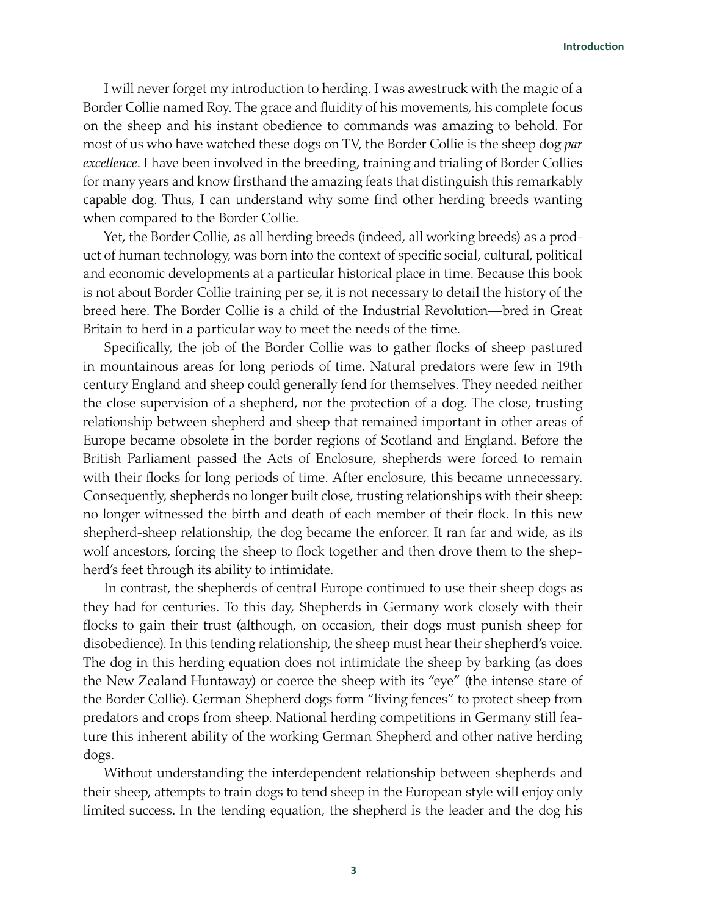I will never forget my introduction to herding. I was awestruck with the magic of a Border Collie named Roy. The grace and fluidity of his movements, his complete focus on the sheep and his instant obedience to commands was amazing to behold. For most of us who have watched these dogs on TV, the Border Collie is the sheep dog *par excellence*. I have been involved in the breeding, training and trialing of Border Collies for many years and know firsthand the amazing feats that distinguish this remarkably capable dog. Thus, I can understand why some find other herding breeds wanting when compared to the Border Collie.

Yet, the Border Collie, as all herding breeds (indeed, all working breeds) as a product of human technology, was born into the context of specific social, cultural, political and economic developments at a particular historical place in time. Because this book is not about Border Collie training per se, it is not necessary to detail the history of the breed here. The Border Collie is a child of the Industrial Revolution—bred in Great Britain to herd in a particular way to meet the needs of the time.

Specifically, the job of the Border Collie was to gather flocks of sheep pastured in mountainous areas for long periods of time. Natural predators were few in 19th century England and sheep could generally fend for themselves. They needed neither the close supervision of a shepherd, nor the protection of a dog. The close, trusting relationship between shepherd and sheep that remained important in other areas of Europe became obsolete in the border regions of Scotland and England. Before the British Parliament passed the Acts of Enclosure, shepherds were forced to remain with their flocks for long periods of time. After enclosure, this became unnecessary. Consequently, shepherds no longer built close, trusting relationships with their sheep: no longer witnessed the birth and death of each member of their flock. In this new shepherd-sheep relationship, the dog became the enforcer. It ran far and wide, as its wolf ancestors, forcing the sheep to flock together and then drove them to the shepherd's feet through its ability to intimidate.

In contrast, the shepherds of central Europe continued to use their sheep dogs as they had for centuries. To this day, Shepherds in Germany work closely with their flocks to gain their trust (although, on occasion, their dogs must punish sheep for disobedience). In this tending relationship, the sheep must hear their shepherd's voice. The dog in this herding equation does not intimidate the sheep by barking (as does the New Zealand Huntaway) or coerce the sheep with its "eye" (the intense stare of the Border Collie). German Shepherd dogs form "living fences" to protect sheep from predators and crops from sheep. National herding competitions in Germany still feature this inherent ability of the working German Shepherd and other native herding dogs.

Without understanding the interdependent relationship between shepherds and their sheep, attempts to train dogs to tend sheep in the European style will enjoy only limited success. In the tending equation, the shepherd is the leader and the dog his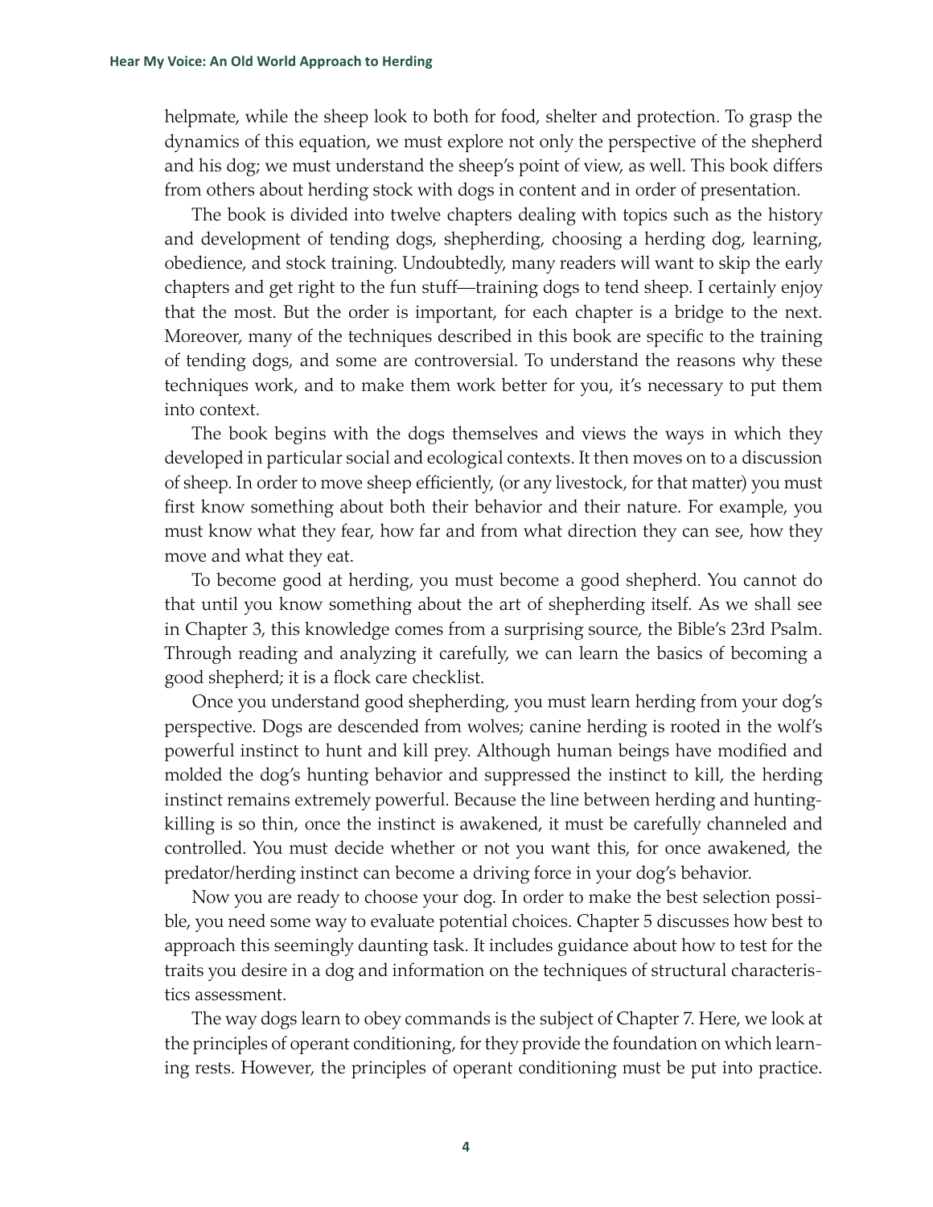helpmate, while the sheep look to both for food, shelter and protection. To grasp the dynamics of this equation, we must explore not only the perspective of the shepherd and his dog; we must understand the sheep's point of view, as well. This book differs from others about herding stock with dogs in content and in order of presentation.

The book is divided into twelve chapters dealing with topics such as the history and development of tending dogs, shepherding, choosing a herding dog, learning, obedience, and stock training. Undoubtedly, many readers will want to skip the early chapters and get right to the fun stuff—training dogs to tend sheep. I certainly enjoy that the most. But the order is important, for each chapter is a bridge to the next. Moreover, many of the techniques described in this book are specific to the training of tending dogs, and some are controversial. To understand the reasons why these techniques work, and to make them work better for you, it's necessary to put them into context.

The book begins with the dogs themselves and views the ways in which they developed in particular social and ecological contexts. It then moves on to a discussion of sheep. In order to move sheep efficiently, (or any livestock, for that matter) you must first know something about both their behavior and their nature. For example, you must know what they fear, how far and from what direction they can see, how they move and what they eat.

To become good at herding, you must become a good shepherd. You cannot do that until you know something about the art of shepherding itself. As we shall see in Chapter 3, this knowledge comes from a surprising source, the Bible's 23rd Psalm. Through reading and analyzing it carefully, we can learn the basics of becoming a good shepherd; it is a flock care checklist.

Once you understand good shepherding, you must learn herding from your dog's perspective. Dogs are descended from wolves; canine herding is rooted in the wolf's powerful instinct to hunt and kill prey. Although human beings have modified and molded the dog's hunting behavior and suppressed the instinct to kill, the herding instinct remains extremely powerful. Because the line between herding and hunting-killing is so thin, once the instinct is awakened, it must be carefully channeled and controlled. You must decide whether or not you want this, for once awakened, the predator/herding instinct can become a driving force in your dog's behavior.

Now you are ready to choose your dog. In order to make the best selection possible, you need some way to evaluate potential choices. Chapter 5 discusses how best to approach this seemingly daunting task. It includes guidance about how to test for the traits you desire in a dog and information on the techniques of structural characteristics assessment.

The way dogs learn to obey commands is the subject of Chapter 7. Here, we look at the principles of operant conditioning, for they provide the foundation on which learning rests. However, the principles of operant conditioning must be put into practice.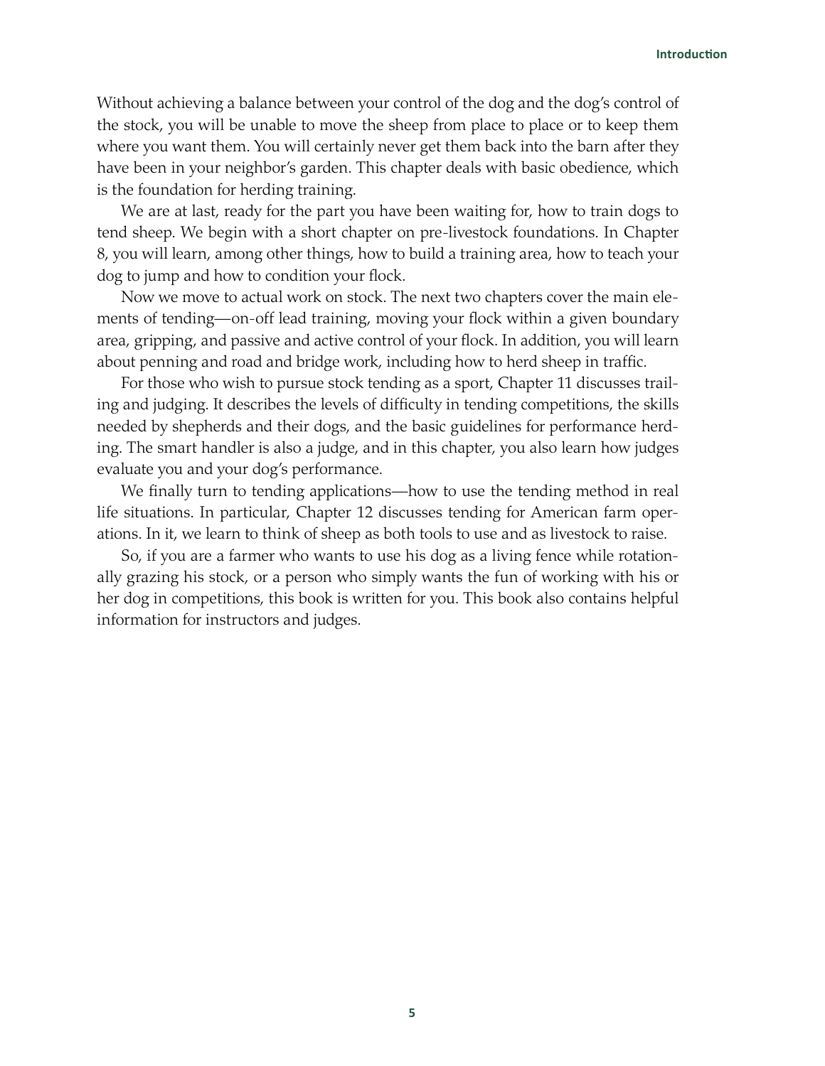Without achieving a balance between your control of the dog and the dog's control of the stock, you will be unable to move the sheep from place to place or to keep them where you want them. You will certainly never get them back into the barn after they have been in your neighbor's garden. This chapter deals with basic obedience, which is the foundation for herding training.

We are at last, ready for the part you have been waiting for, how to train dogs to tend sheep. We begin with a short chapter on pre-livestock foundations. In Chapter 8, you will learn, among other things, how to build a training area, how to teach your dog to jump and how to condition your flock.

Now we move to actual work on stock. The next two chapters cover the main elements of tending—on-off lead training, moving your flock within a given boundary area, gripping, and passive and active control of your flock. In addition, you will learn about penning and road and bridge work, including how to herd sheep in traffic.

For those who wish to pursue stock tending as a sport, Chapter 11 discusses trailing and judging. It describes the levels of difficulty in tending competitions, the skills needed by shepherds and their dogs, and the basic guidelines for performance herding. The smart handler is also a judge, and in this chapter, you also learn how judges evaluate you and your dog's performance.

We finally turn to tending applications—how to use the tending method in real life situations. In particular, Chapter 12 discusses tending for American farm operations. In it, we learn to think of sheep as both tools to use and as livestock to raise.

So, if you are a farmer who wants to use his dog as a living fence while rotationally grazing his stock, or a person who simply wants the fun of working with his or her dog in competitions, this book is written for you. This book also contains helpful information for instructors and judges.